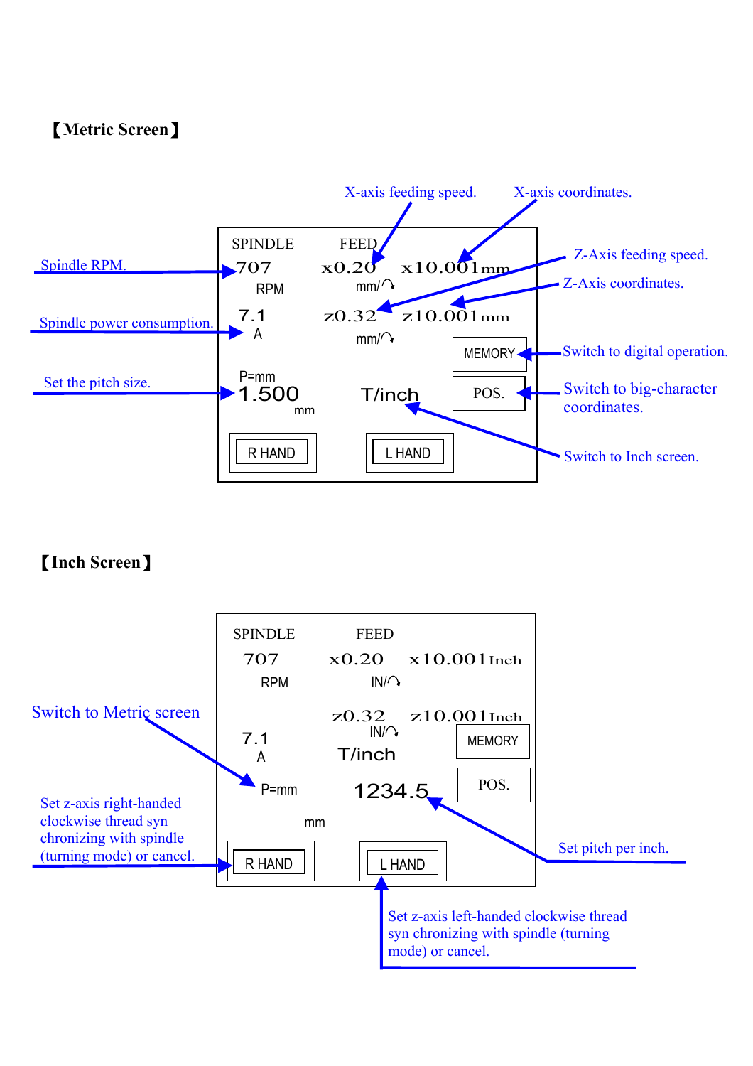## 【Metric Screen】

X-axis feeding speed. X-axis coordinates.

Z-Axis feeding speed.

Z-Axis coordinates.

Spindle RPM.

Spindle power consumption.

Switch to digital operation.

Set the pitch size.

Switch to big-character coordinates.

Switch to Inch screen.

```
SPINDLE        FEED
707            x0.20      x10.001mm
RPM            mm/↷
7.1            z0.32      z10.001mm
A              mm/↷
                                    MEMORY
P=mm
1.500          T/inch               POS.
mm
R HAND         L HAND
```

## 【Inch Screen】

```
SPINDLE        FEED
707            x0.20      x10.001Inch
RPM            IN/↷
               z0.32      z10.001Inch
7.1            IN/↷               MEMORY
A              T/inch
P=mm           1234.5             POS.
mm
R HAND         L HAND
```

Switch to Metric screen

Set z-axis right-handed clockwise thread syn chronizing with spindle (turning mode) or cancel.

Set pitch per inch.

Set z-axis left-handed clockwise thread syn chronizing with spindle (turning mode) or cancel.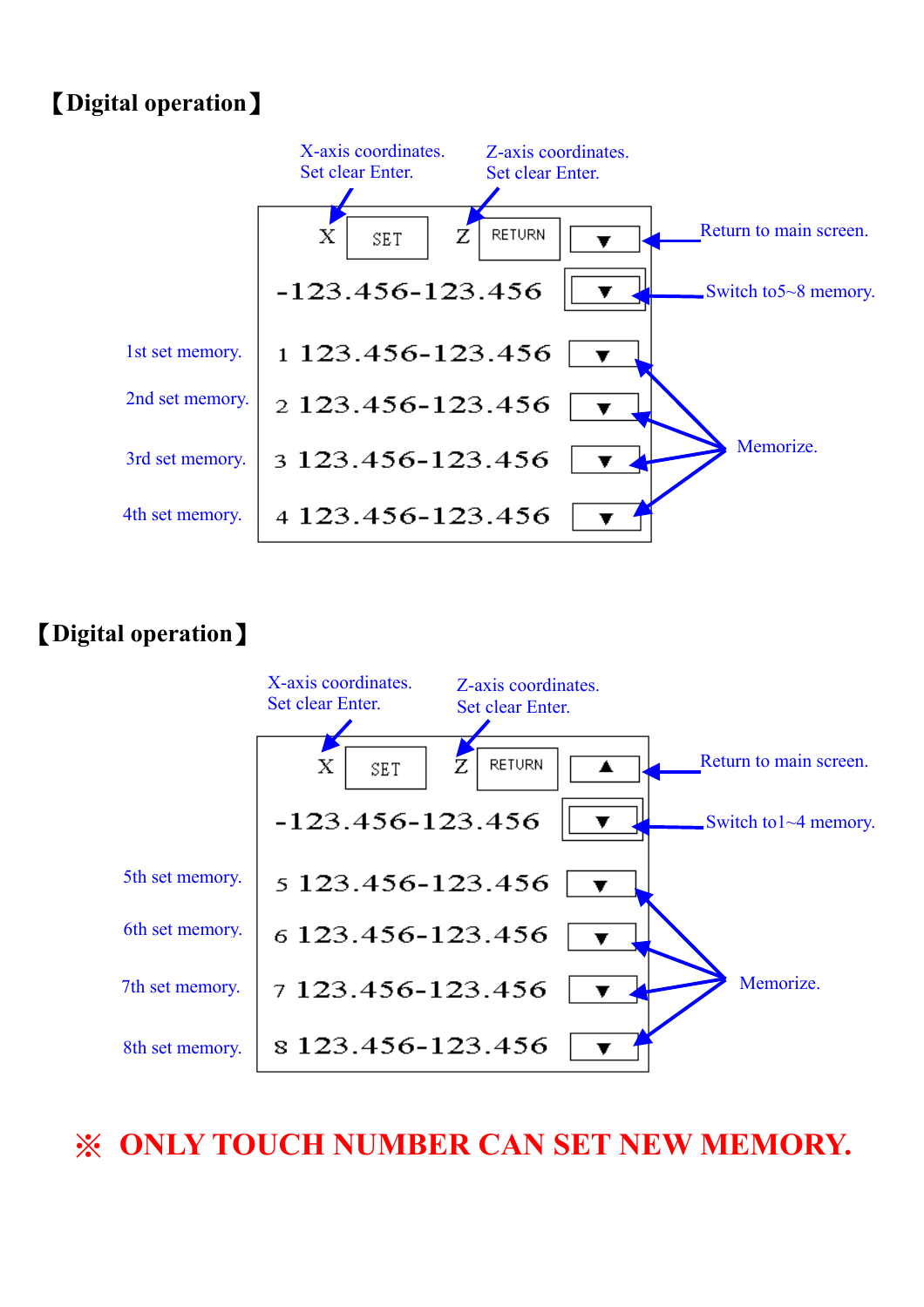## 【Digital operation】

X-axis coordinates. Set clear Enter.

Z-axis coordinates. Set clear Enter.

X SET Z RETURN ▼ — Return to main screen.

-123.456-123.456 ▼ — Switch to5~8 memory.

| | | |
|---|---|---|
| 1st set memory. | 1 123.456-123.456 | ▼ |
| 2nd set memory. | 2 123.456-123.456 | ▼ |
| 3rd set memory. | 3 123.456-123.456 | ▼ |
| 4th set memory. | 4 123.456-123.456 | ▼ |

Memorize.

## 【Digital operation】

X-axis coordinates. Set clear Enter.

Z-axis coordinates. Set clear Enter.

X SET Z RETURN ▲ — Return to main screen.

-123.456-123.456 ▼ — Switch to1~4 memory.

| | | |
|---|---|---|
| 5th set memory. | 5 123.456-123.456 | ▼ |
| 6th set memory. | 6 123.456-123.456 | ▼ |
| 7th set memory. | 7 123.456-123.456 | ▼ |
| 8th set memory. | 8 123.456-123.456 | ▼ |

Memorize.

**※ ONLY TOUCH NUMBER CAN SET NEW MEMORY.**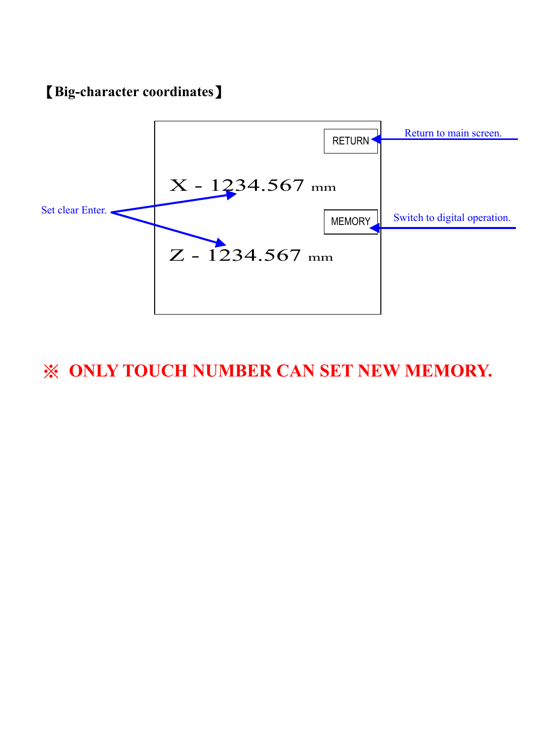【Big-character coordinates】

RETURN — Return to main screen.

X - 1234.567 mm

Set clear Enter.

MEMORY — Switch to digital operation.

Z - 1234.567 mm

**※ ONLY TOUCH NUMBER CAN SET NEW MEMORY.**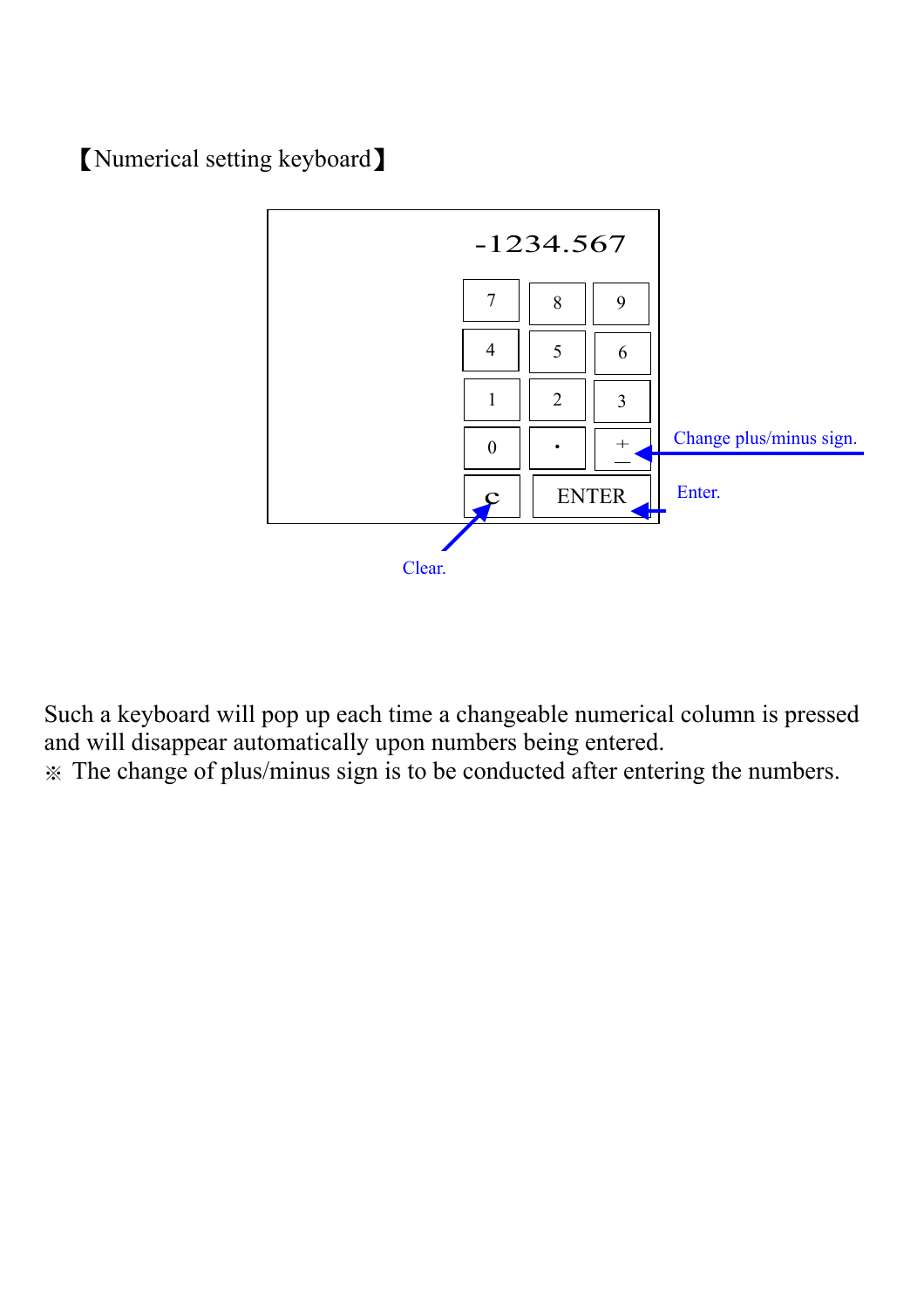【Numerical setting keyboard】

-1234.567

7 8 9

4 5 6

1 2 3

0 . ±

C ENTER

Change plus/minus sign.

Enter.

Clear.

Such a keyboard will pop up each time a changeable numerical column is pressed and will disappear automatically upon numbers being entered.

※ The change of plus/minus sign is to be conducted after entering the numbers.